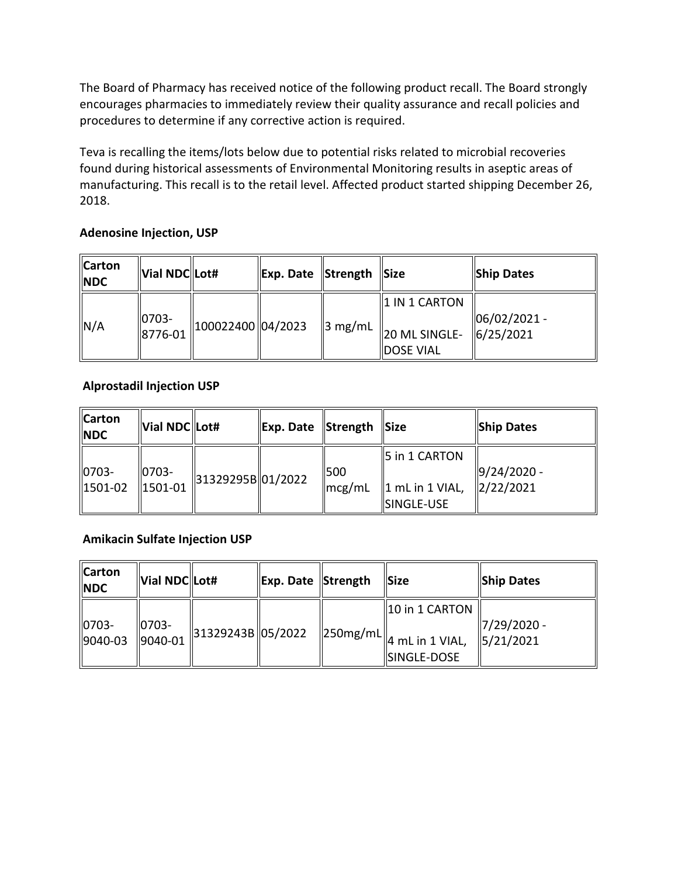The Board of Pharmacy has received notice of the following product recall. The Board strongly encourages pharmacies to immediately review their quality assurance and recall policies and procedures to determine if any corrective action is required.

Teva is recalling the items/lots below due to potential risks related to microbial recoveries found during historical assessments of Environmental Monitoring results in aseptic areas of manufacturing. This recall is to the retail level. Affected product started shipping December 26, 2018.

**Adenosine Injection, USP**

| Carton NDC | Vial NDC | Lot# | Exp. Date | Strength | Size | Ship Dates |
|---|---|---|---|---|---|---|
| N/A | 0703-8776-01 | 100022400 | 04/2023 | 3 mg/mL | 1 IN 1 CARTON<br>20 ML SINGLE-DOSE VIAL | 06/02/2021 - 6/25/2021 |

**Alprostadil Injection USP**

| Carton NDC | Vial NDC | Lot# | Exp. Date | Strength | Size | Ship Dates |
|---|---|---|---|---|---|---|
| 0703-1501-02 | 0703-1501-01 | 31329295B | 01/2022 | 500 mcg/mL | 5 in 1 CARTON<br>1 mL in 1 VIAL, SINGLE-USE | 9/24/2020 - 2/22/2021 |

**Amikacin Sulfate Injection USP**

| Carton NDC | Vial NDC | Lot# | Exp. Date | Strength | Size | Ship Dates |
|---|---|---|---|---|---|---|
| 0703-9040-03 | 0703-9040-01 | 31329243B | 05/2022 | 250mg/mL | 10 in 1 CARTON<br>4 mL in 1 VIAL, SINGLE-DOSE | 7/29/2020 - 5/21/2021 |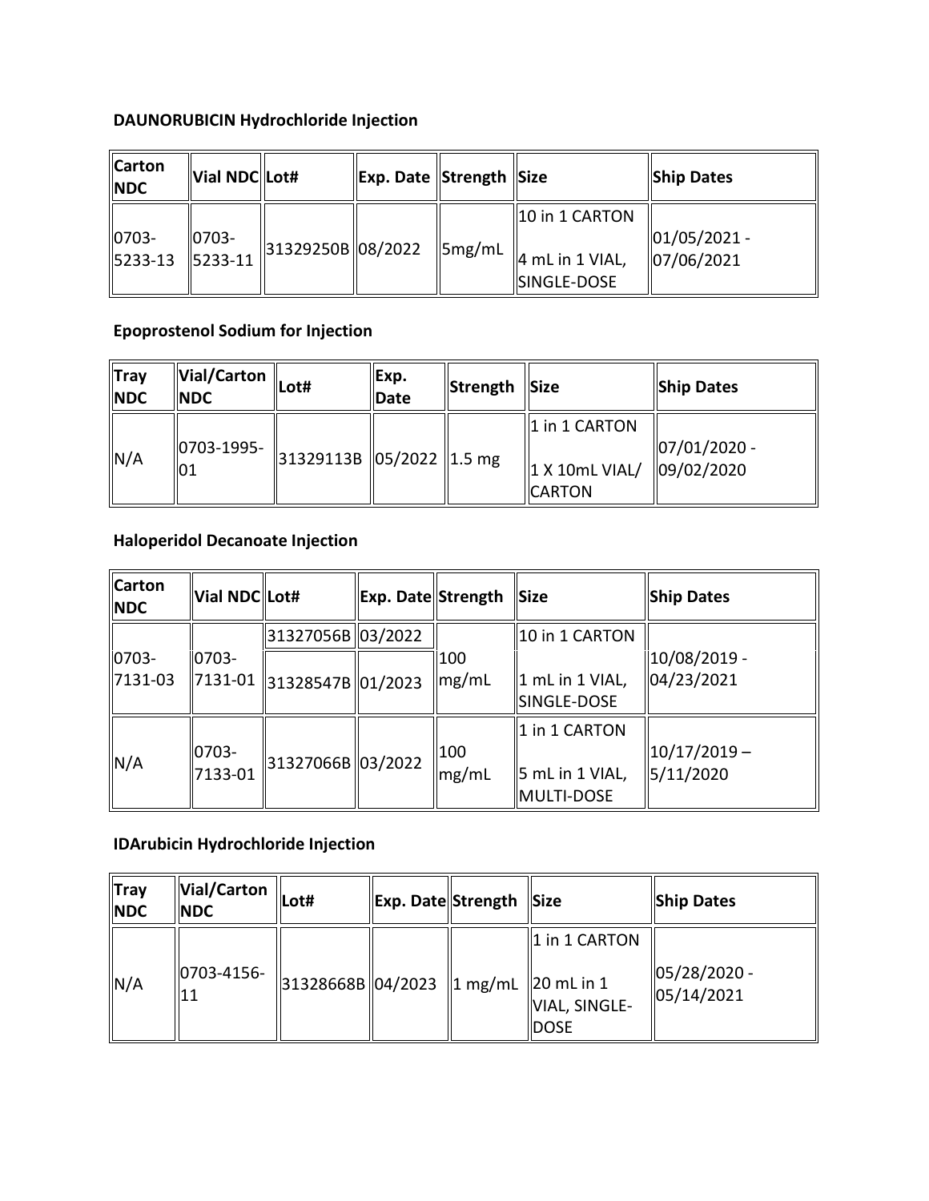**DAUNORUBICIN Hydrochloride Injection**

| Carton NDC | Vial NDC | Lot# | Exp. Date | Strength | Size | Ship Dates |
|---|---|---|---|---|---|---|
| 0703-5233-13 | 0703-5233-11 | 31329250B | 08/2022 | 5mg/mL | 10 in 1 CARTON<br>4 mL in 1 VIAL, SINGLE-DOSE | 01/05/2021 - 07/06/2021 |

**Epoprostenol Sodium for Injection**

| Tray NDC | Vial/Carton NDC | Lot# | Exp. Date | Strength | Size | Ship Dates |
|---|---|---|---|---|---|---|
| N/A | 0703-1995-01 | 31329113B | 05/2022 | 1.5 mg | 1 in 1 CARTON<br>1 X 10mL VIAL/ CARTON | 07/01/2020 - 09/02/2020 |

**Haloperidol Decanoate Injection**

| Carton NDC | Vial NDC | Lot# | Exp. Date | Strength | Size | Ship Dates |
|---|---|---|---|---|---|---|
| 0703-7131-03 | 0703-7131-01 | 31327056B | 03/2022 | 100 mg/mL | 10 in 1 CARTON<br>1 mL in 1 VIAL, SINGLE-DOSE | 10/08/2019 - 04/23/2021 |
| | | 31328547B | 01/2023 | | | |
| N/A | 0703-7133-01 | 31327066B | 03/2022 | 100 mg/mL | 1 in 1 CARTON<br>5 mL in 1 VIAL, MULTI-DOSE | 10/17/2019 – 5/11/2020 |

**IDArubicin Hydrochloride Injection**

| Tray NDC | Vial/Carton NDC | Lot# | Exp. Date | Strength | Size | Ship Dates |
|---|---|---|---|---|---|---|
| N/A | 0703-4156-11 | 31328668B | 04/2023 | 1 mg/mL | 1 in 1 CARTON<br>20 mL in 1 VIAL, SINGLE-DOSE | 05/28/2020 - 05/14/2021 |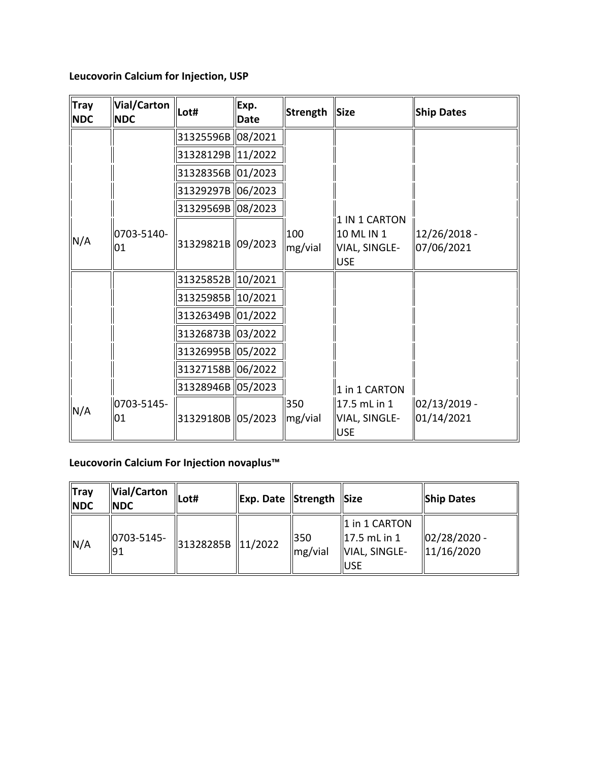**Leucovorin Calcium for Injection, USP**

| Tray NDC | Vial/Carton NDC | Lot# | Exp. Date | Strength | Size | Ship Dates |
|---|---|---|---|---|---|---|
| N/A | 0703-5140-01 | 31325596B | 08/2021 | 100 mg/vial | 1 IN 1 CARTON 10 ML IN 1 VIAL, SINGLE-USE | 12/26/2018 - 07/06/2021 |
| | | 31328129B | 11/2022 | | | |
| | | 31328356B | 01/2023 | | | |
| | | 31329297B | 06/2023 | | | |
| | | 31329569B | 08/2023 | | | |
| | | 31329821B | 09/2023 | | | |
| N/A | 0703-5145-01 | 31325852B | 10/2021 | 350 mg/vial | 1 in 1 CARTON 17.5 mL in 1 VIAL, SINGLE-USE | 02/13/2019 - 01/14/2021 |
| | | 31325985B | 10/2021 | | | |
| | | 31326349B | 01/2022 | | | |
| | | 31326873B | 03/2022 | | | |
| | | 31326995B | 05/2022 | | | |
| | | 31327158B | 06/2022 | | | |
| | | 31328946B | 05/2023 | | | |
| | | 31329180B | 05/2023 | | | |

**Leucovorin Calcium For Injection novaplus™**

| Tray NDC | Vial/Carton NDC | Lot# | Exp. Date | Strength | Size | Ship Dates |
|---|---|---|---|---|---|---|
| N/A | 0703-5145-91 | 31328285B | 11/2022 | 350 mg/vial | 1 in 1 CARTON 17.5 mL in 1 VIAL, SINGLE-USE | 02/28/2020 - 11/16/2020 |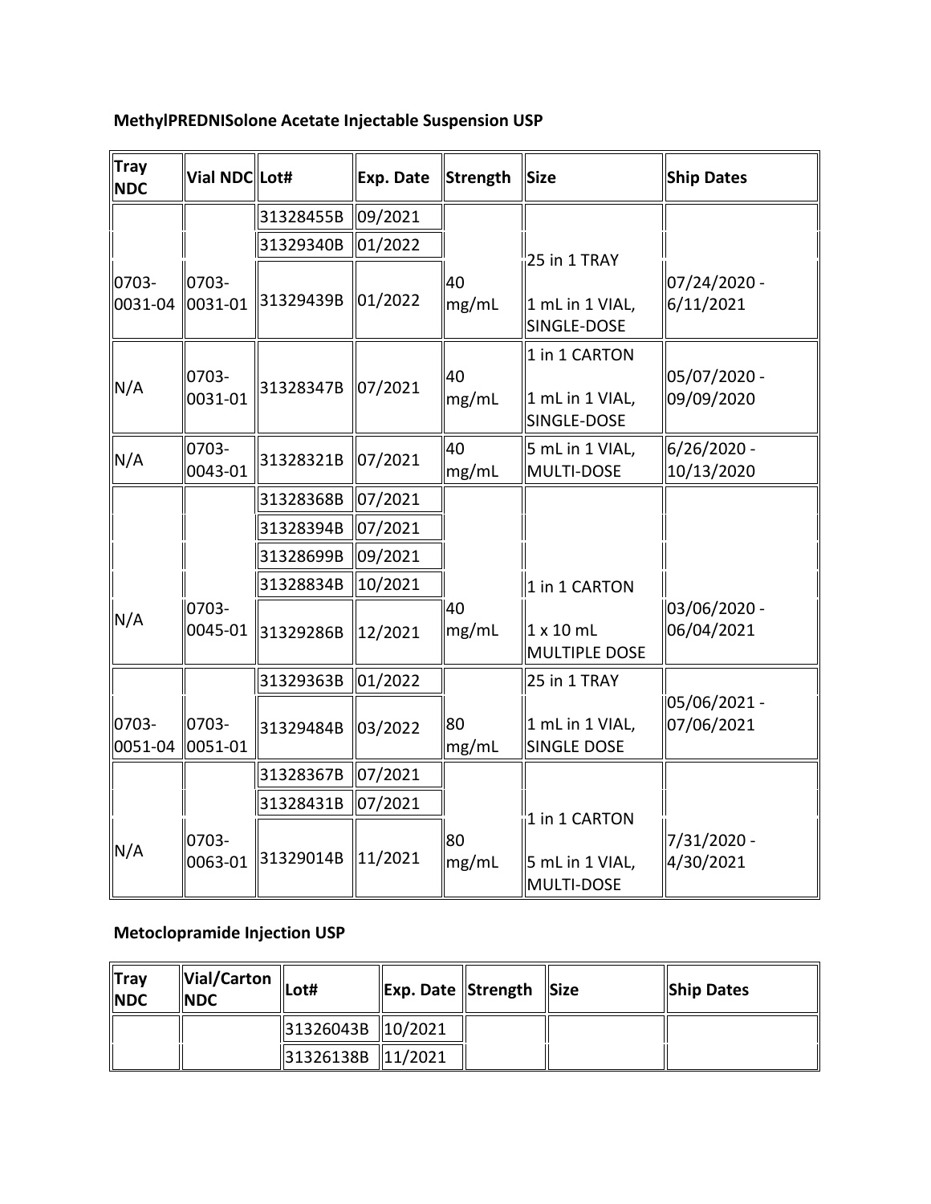**MethylPREDNISolone Acetate Injectable Suspension USP**

| Tray NDC | Vial NDC | Lot# | Exp. Date | Strength | Size | Ship Dates |
|---|---|---|---|---|---|---|
| 0703-0031-04 | 0703-0031-01 | 31328455B | 09/2021 | 40 mg/mL | 25 in 1 TRAY<br>1 mL in 1 VIAL, SINGLE-DOSE | 07/24/2020 - 6/11/2021 |
| | | 31329340B | 01/2022 | | | |
| | | 31329439B | 01/2022 | | | |
| N/A | 0703-0031-01 | 31328347B | 07/2021 | 40 mg/mL | 1 in 1 CARTON<br>1 mL in 1 VIAL, SINGLE-DOSE | 05/07/2020 - 09/09/2020 |
| N/A | 0703-0043-01 | 31328321B | 07/2021 | 40 mg/mL | 5 mL in 1 VIAL, MULTI-DOSE | 6/26/2020 - 10/13/2020 |
| N/A | 0703-0045-01 | 31328368B | 07/2021 | 40 mg/mL | 1 in 1 CARTON<br>1 x 10 mL MULTIPLE DOSE | 03/06/2020 - 06/04/2021 |
| | | 31328394B | 07/2021 | | | |
| | | 31328699B | 09/2021 | | | |
| | | 31328834B | 10/2021 | | | |
| | | 31329286B | 12/2021 | | | |
| 0703-0051-04 | 0703-0051-01 | 31329363B | 01/2022 | 80 mg/mL | 25 in 1 TRAY<br>1 mL in 1 VIAL, SINGLE DOSE | 05/06/2021 - 07/06/2021 |
| | | 31329484B | 03/2022 | | | |
| N/A | 0703-0063-01 | 31328367B | 07/2021 | 80 mg/mL | 1 in 1 CARTON<br>5 mL in 1 VIAL, MULTI-DOSE | 7/31/2020 - 4/30/2021 |
| | | 31328431B | 07/2021 | | | |
| | | 31329014B | 11/2021 | | | |

**Metoclopramide Injection USP**

| Tray NDC | Vial/Carton NDC | Lot# | Exp. Date | Strength | Size | Ship Dates |
|---|---|---|---|---|---|---|
| | | 31326043B | 10/2021 | | | |
| | | 31326138B | 11/2021 | | | |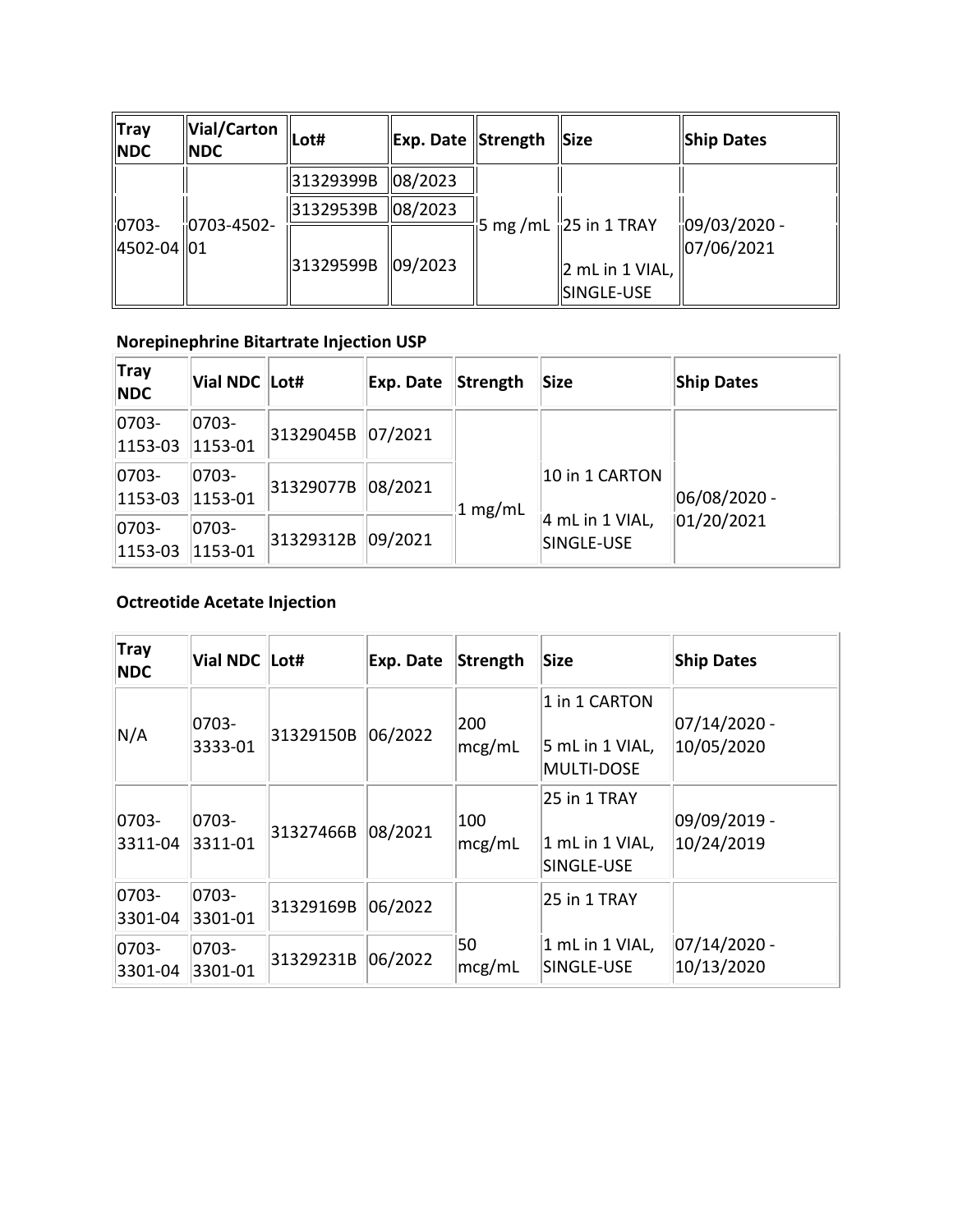| Tray NDC | Vial/Carton NDC | Lot# | Exp. Date | Strength | Size | Ship Dates |
|---|---|---|---|---|---|---|
| 0703-4502-04 | 0703-4502-01 | 31329399B | 08/2023 | 5 mg /mL | 25 in 1 TRAY 2 mL in 1 VIAL, SINGLE-USE | 09/03/2020 - 07/06/2021 |
| | | 31329539B | 08/2023 | | | |
| | | 31329599B | 09/2023 | | | |

**Norepinephrine Bitartrate Injection USP**

| Tray NDC | Vial NDC | Lot# | Exp. Date | Strength | Size | Ship Dates |
|---|---|---|---|---|---|---|
| 0703-1153-03 | 0703-1153-01 | 31329045B | 07/2021 | 1 mg/mL | 10 in 1 CARTON 4 mL in 1 VIAL, SINGLE-USE | 06/08/2020 - 01/20/2021 |
| 0703-1153-03 | 0703-1153-01 | 31329077B | 08/2021 | | | |
| 0703-1153-03 | 0703-1153-01 | 31329312B | 09/2021 | | | |

**Octreotide Acetate Injection**

| Tray NDC | Vial NDC | Lot# | Exp. Date | Strength | Size | Ship Dates |
|---|---|---|---|---|---|---|
| N/A | 0703-3333-01 | 31329150B | 06/2022 | 200 mcg/mL | 1 in 1 CARTON 5 mL in 1 VIAL, MULTI-DOSE | 07/14/2020 - 10/05/2020 |
| 0703-3311-04 | 0703-3311-01 | 31327466B | 08/2021 | 100 mcg/mL | 25 in 1 TRAY 1 mL in 1 VIAL, SINGLE-USE | 09/09/2019 - 10/24/2019 |
| 0703-3301-04 | 0703-3301-01 | 31329169B | 06/2022 | 50 mcg/mL | 25 in 1 TRAY 1 mL in 1 VIAL, SINGLE-USE | 07/14/2020 - 10/13/2020 |
| 0703-3301-04 | 0703-3301-01 | 31329231B | 06/2022 | | | |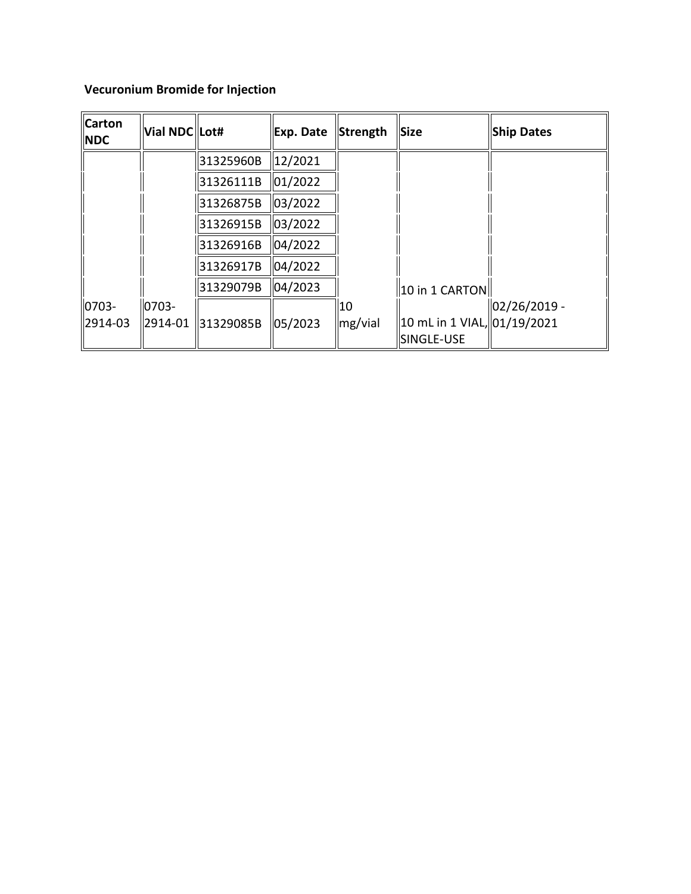**Vecuronium Bromide for Injection**

| Carton NDC | Vial NDC | Lot# | Exp. Date | Strength | Size | Ship Dates |
|---|---|---|---|---|---|---|
| 0703-2914-03 | 0703-2914-01 | 31325960B | 12/2021 | 10 mg/vial | 10 in 1 CARTON<br>10 mL in 1 VIAL, SINGLE-USE | 02/26/2019 - 01/19/2021 |
| | | 31326111B | 01/2022 | | | |
| | | 31326875B | 03/2022 | | | |
| | | 31326915B | 03/2022 | | | |
| | | 31326916B | 04/2022 | | | |
| | | 31326917B | 04/2022 | | | |
| | | 31329079B | 04/2023 | | | |
| | | 31329085B | 05/2023 | | | |